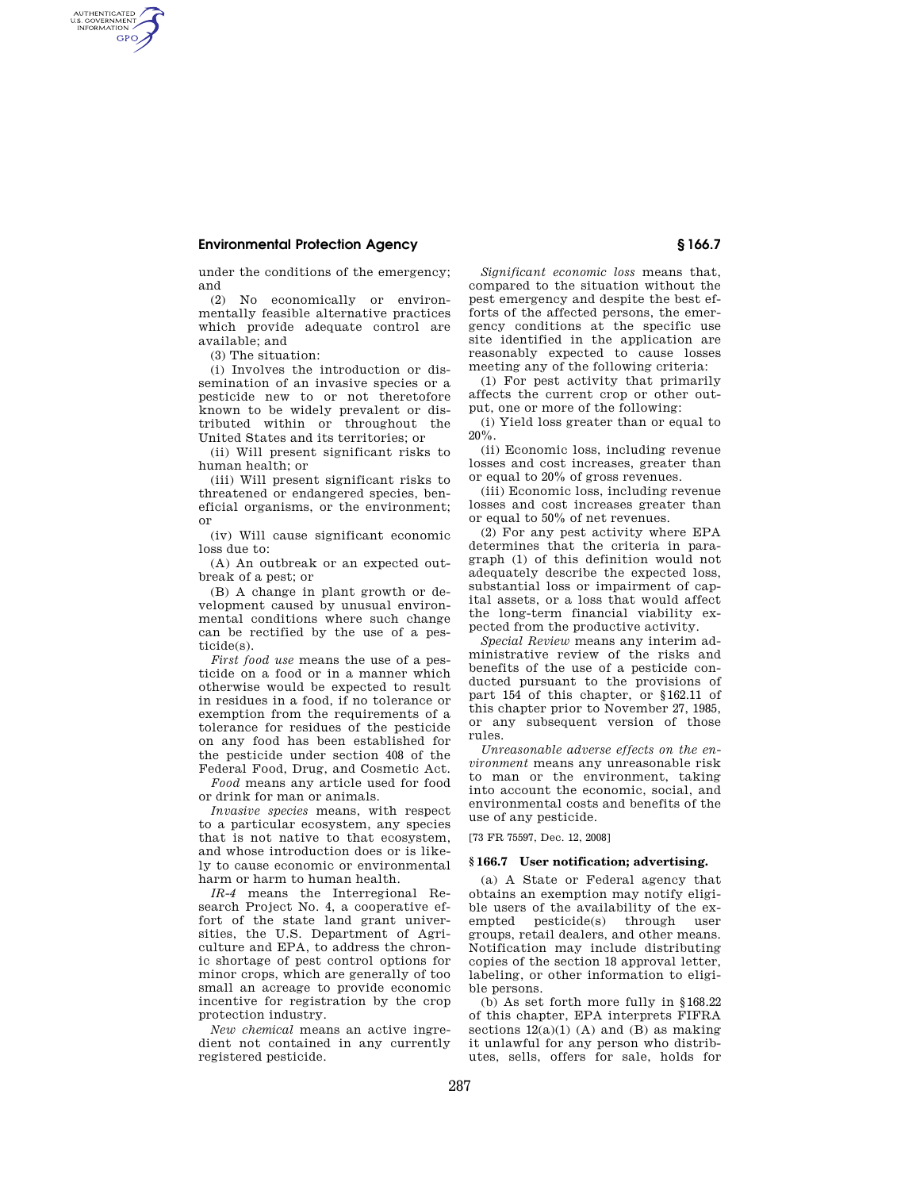under the conditions of the emergency; and

(2) No economically or environmentally feasible alternative practices which provide adequate control are available; and

(3) The situation:

(i) Involves the introduction or dissemination of an invasive species or a pesticide new to or not theretofore known to be widely prevalent or distributed within or throughout the United States and its territories; or

(ii) Will present significant risks to human health; or

(iii) Will present significant risks to threatened or endangered species, beneficial organisms, or the environment; or

(iv) Will cause significant economic loss due to:

(A) An outbreak or an expected outbreak of a pest; or

(B) A change in plant growth or development caused by unusual environmental conditions where such change can be rectified by the use of a pesticide(s).

*First food use* means the use of a pesticide on a food or in a manner which otherwise would be expected to result in residues in a food, if no tolerance or exemption from the requirements of a tolerance for residues of the pesticide on any food has been established for the pesticide under section 408 of the Federal Food, Drug, and Cosmetic Act.

*Food* means any article used for food or drink for man or animals.

*Invasive species* means, with respect to a particular ecosystem, any species that is not native to that ecosystem, and whose introduction does or is likely to cause economic or environmental harm or harm to human health.

*IR-4* means the Interregional Research Project No. 4, a cooperative effort of the state land grant universities, the U.S. Department of Agriculture and EPA, to address the chronic shortage of pest control options for minor crops, which are generally of too small an acreage to provide economic incentive for registration by the crop protection industry.

*New chemical* means an active ingredient not contained in any currently registered pesticide.

*Significant economic loss* means that, compared to the situation without the pest emergency and despite the best efforts of the affected persons, the emergency conditions at the specific use site identified in the application are reasonably expected to cause losses meeting any of the following criteria:

(1) For pest activity that primarily affects the current crop or other output, one or more of the following:

(i) Yield loss greater than or equal to 20%.

(ii) Economic loss, including revenue losses and cost increases, greater than or equal to 20% of gross revenues.

(iii) Economic loss, including revenue losses and cost increases greater than or equal to 50% of net revenues.

(2) For any pest activity where EPA determines that the criteria in paragraph (1) of this definition would not adequately describe the expected loss, substantial loss or impairment of capital assets, or a loss that would affect the long-term financial viability expected from the productive activity.

*Special Review* means any interim administrative review of the risks and benefits of the use of a pesticide conducted pursuant to the provisions of part 154 of this chapter, or §162.11 of this chapter prior to November 27, 1985, or any subsequent version of those rules.

*Unreasonable adverse effects on the environment* means any unreasonable risk to man or the environment, taking into account the economic, social, and environmental costs and benefits of the use of any pesticide.

[73 FR 75597, Dec. 12, 2008]

### § 166.7 User notification; advertising.

(a) A State or Federal agency that obtains an exemption may notify eligible users of the availability of the exempted pesticide(s) through user groups, retail dealers, and other means. Notification may include distributing copies of the section 18 approval letter, labeling, or other information to eligible persons.

(b) As set forth more fully in §168.22 of this chapter, EPA interprets FIFRA sections 12(a)(1) (A) and (B) as making it unlawful for any person who distributes, sells, offers for sale, holds for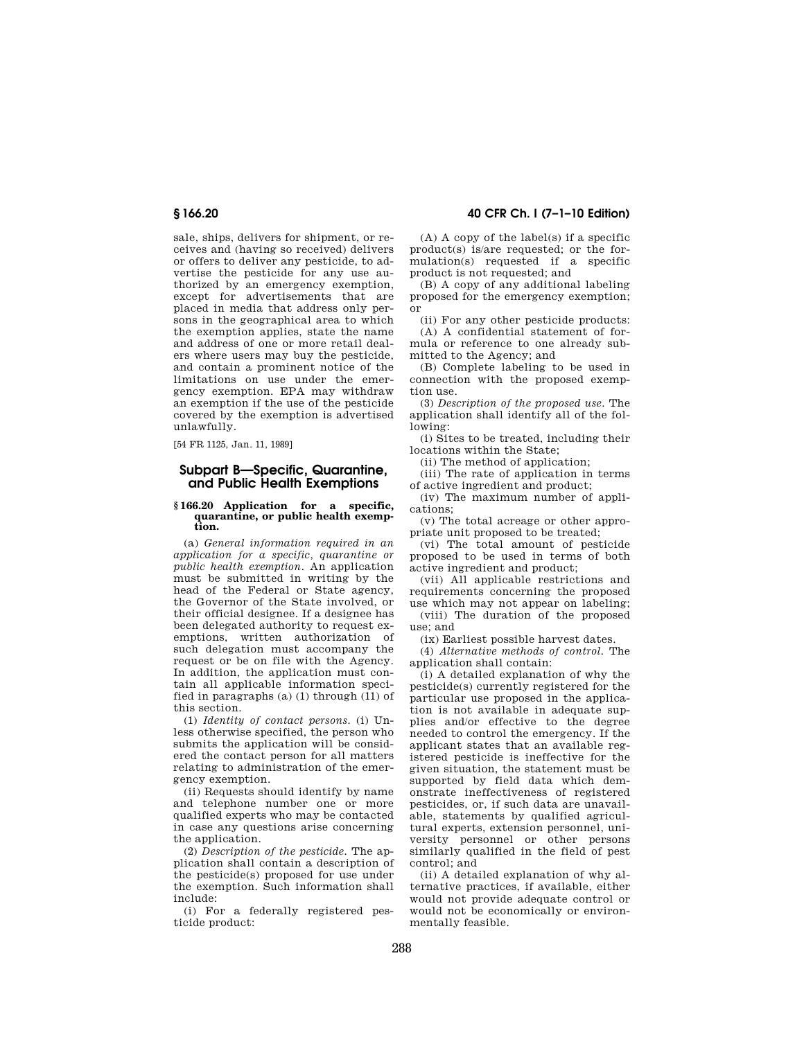sale, ships, delivers for shipment, or receives and (having so received) delivers or offers to deliver any pesticide, to advertise the pesticide for any use authorized by an emergency exemption, except for advertisements that are placed in media that address only persons in the geographical area to which the exemption applies, state the name and address of one or more retail dealers where users may buy the pesticide, and contain a prominent notice of the limitations on use under the emergency exemption. EPA may withdraw an exemption if the use of the pesticide covered by the exemption is advertised unlawfully.

[54 FR 1125, Jan. 11, 1989]

## Subpart B—Specific, Quarantine, and Public Health Exemptions

### § 166.20 Application for a specific, quarantine, or public health exemption.

(a) *General information required in an application for a specific, quarantine or public health exemption.* An application must be submitted in writing by the head of the Federal or State agency, the Governor of the State involved, or their official designee. If a designee has been delegated authority to request exemptions, written authorization of such delegation must accompany the request or be on file with the Agency. In addition, the application must contain all applicable information specified in paragraphs (a) (1) through (11) of this section.

(1) *Identity of contact persons.* (i) Unless otherwise specified, the person who submits the application will be considered the contact person for all matters relating to administration of the emergency exemption.

(ii) Requests should identify by name and telephone number one or more qualified experts who may be contacted in case any questions arise concerning the application.

(2) *Description of the pesticide.* The application shall contain a description of the pesticide(s) proposed for use under the exemption. Such information shall include:

(i) For a federally registered pesticide product:

(A) A copy of the label(s) if a specific product(s) is/are requested; or the formulation(s) requested if a specific product is not requested; and

(B) A copy of any additional labeling proposed for the emergency exemption; or

(ii) For any other pesticide products:

(A) A confidential statement of formula or reference to one already submitted to the Agency; and

(B) Complete labeling to be used in connection with the proposed exemption use.

(3) *Description of the proposed use.* The application shall identify all of the following:

(i) Sites to be treated, including their locations within the State;

(ii) The method of application;

(iii) The rate of application in terms of active ingredient and product;

(iv) The maximum number of applications;

(v) The total acreage or other appropriate unit proposed to be treated;

(vi) The total amount of pesticide proposed to be used in terms of both active ingredient and product;

(vii) All applicable restrictions and requirements concerning the proposed use which may not appear on labeling;

(viii) The duration of the proposed use; and

(ix) Earliest possible harvest dates.

(4) *Alternative methods of control.* The application shall contain:

(i) A detailed explanation of why the pesticide(s) currently registered for the particular use proposed in the application is not available in adequate supplies and/or effective to the degree needed to control the emergency. If the applicant states that an available registered pesticide is ineffective for the given situation, the statement must be supported by field data which demonstrate ineffectiveness of registered pesticides, or, if such data are unavailable, statements by qualified agricultural experts, extension personnel, university personnel or other persons similarly qualified in the field of pest control; and

(ii) A detailed explanation of why alternative practices, if available, either would not provide adequate control or would not be economically or environmentally feasible.